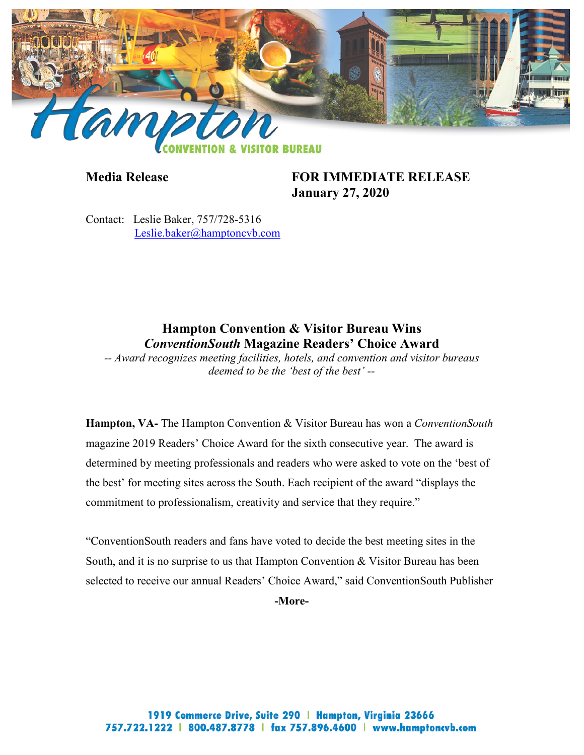**Media Release**

**FOR IMMEDIATE RELEASE**
**January 27, 2020**

Contact: Leslie Baker, 757/728-5316
Leslie.baker@hamptoncvb.com

## Hampton Convention & Visitor Bureau Wins *ConventionSouth* Magazine Readers' Choice Award

*-- Award recognizes meeting facilities, hotels, and convention and visitor bureaus deemed to be the 'best of the best' --*

**Hampton, VA-** The Hampton Convention & Visitor Bureau has won a *ConventionSouth* magazine 2019 Readers' Choice Award for the sixth consecutive year. The award is determined by meeting professionals and readers who were asked to vote on the 'best of the best' for meeting sites across the South. Each recipient of the award "displays the commitment to professionalism, creativity and service that they require."

"ConventionSouth readers and fans have voted to decide the best meeting sites in the South, and it is no surprise to us that Hampton Convention & Visitor Bureau has been selected to receive our annual Readers' Choice Award," said ConventionSouth Publisher

**-More-**

1919 Commerce Drive, Suite 290 | Hampton, Virginia 23666
757.722.1222 | 800.487.8778 | fax 757.896.4600 | www.hamptoncvb.com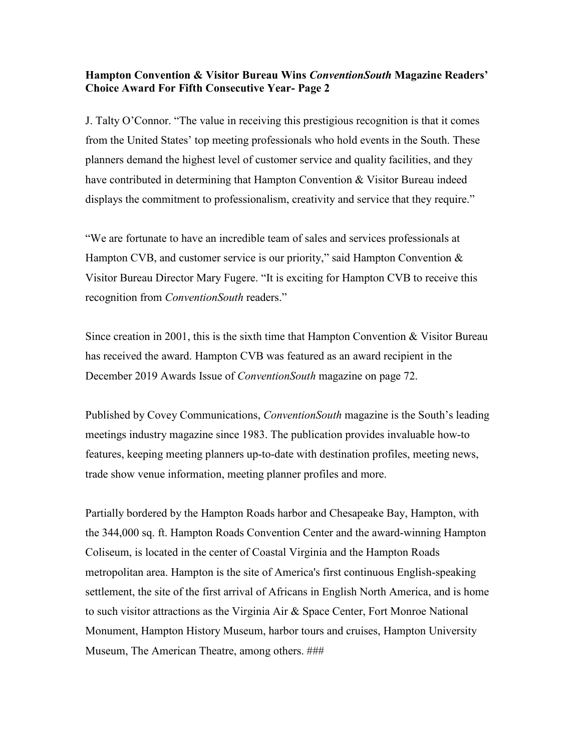**Hampton Convention & Visitor Bureau Wins *ConventionSouth* Magazine Readers' Choice Award For Fifth Consecutive Year- Page 2**

J. Talty O'Connor. "The value in receiving this prestigious recognition is that it comes from the United States' top meeting professionals who hold events in the South. These planners demand the highest level of customer service and quality facilities, and they have contributed in determining that Hampton Convention & Visitor Bureau indeed displays the commitment to professionalism, creativity and service that they require."

"We are fortunate to have an incredible team of sales and services professionals at Hampton CVB, and customer service is our priority," said Hampton Convention & Visitor Bureau Director Mary Fugere. "It is exciting for Hampton CVB to receive this recognition from *ConventionSouth* readers."

Since creation in 2001, this is the sixth time that Hampton Convention & Visitor Bureau has received the award. Hampton CVB was featured as an award recipient in the December 2019 Awards Issue of *ConventionSouth* magazine on page 72.

Published by Covey Communications, *ConventionSouth* magazine is the South's leading meetings industry magazine since 1983. The publication provides invaluable how-to features, keeping meeting planners up-to-date with destination profiles, meeting news, trade show venue information, meeting planner profiles and more.

Partially bordered by the Hampton Roads harbor and Chesapeake Bay, Hampton, with the 344,000 sq. ft. Hampton Roads Convention Center and the award-winning Hampton Coliseum, is located in the center of Coastal Virginia and the Hampton Roads metropolitan area. Hampton is the site of America's first continuous English-speaking settlement, the site of the first arrival of Africans in English North America, and is home to such visitor attractions as the Virginia Air & Space Center, Fort Monroe National Monument, Hampton History Museum, harbor tours and cruises, Hampton University Museum, The American Theatre, among others. ###